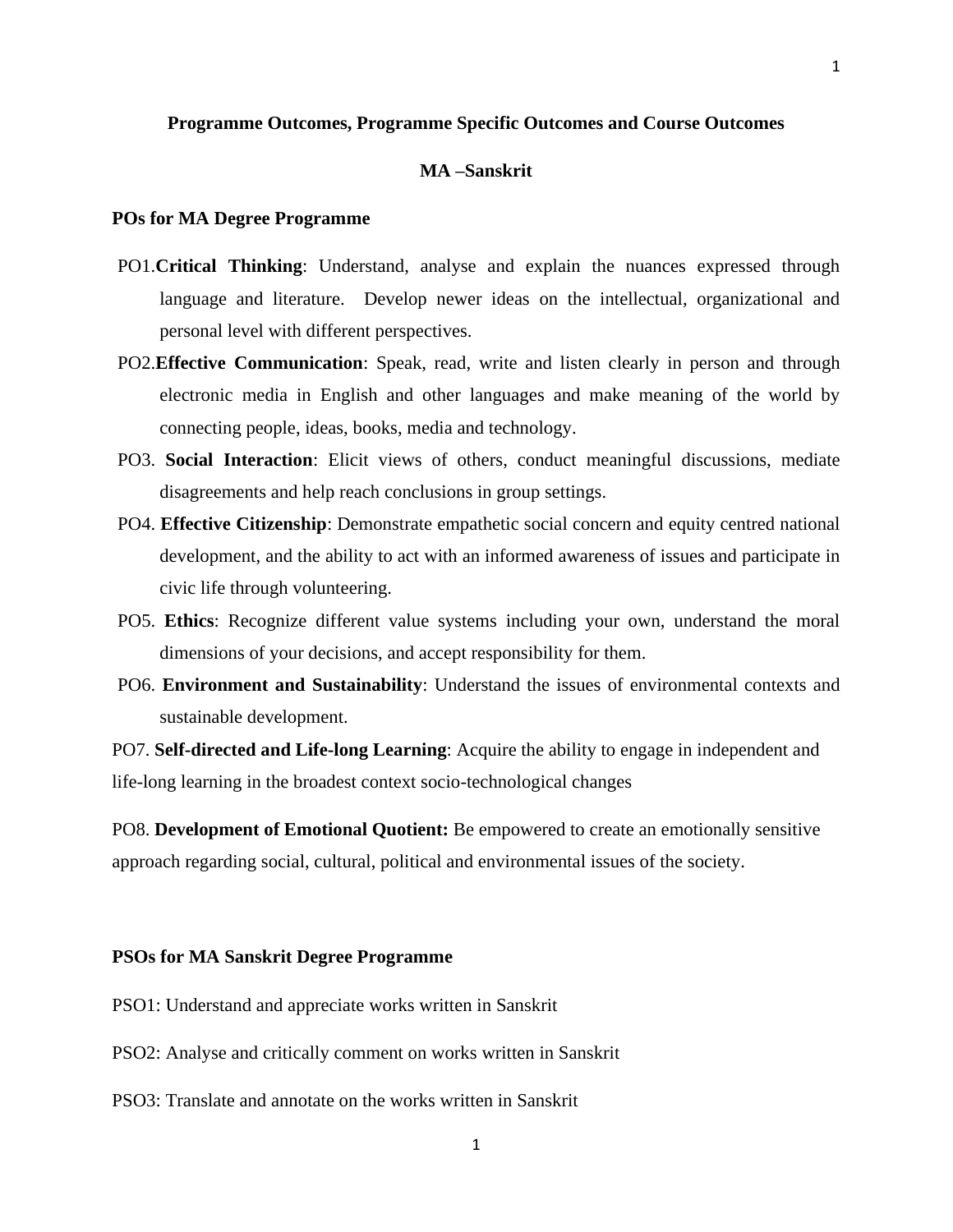## Programme Outcomes, Programme Specific Outcomes and Course Outcomes

## MA –Sanskrit

### POs for MA Degree Programme

PO1.**Critical Thinking**: Understand, analyse and explain the nuances expressed through language and literature. Develop newer ideas on the intellectual, organizational and personal level with different perspectives.

PO2.**Effective Communication**: Speak, read, write and listen clearly in person and through electronic media in English and other languages and make meaning of the world by connecting people, ideas, books, media and technology.

PO3. **Social Interaction**: Elicit views of others, conduct meaningful discussions, mediate disagreements and help reach conclusions in group settings.

PO4. **Effective Citizenship**: Demonstrate empathetic social concern and equity centred national development, and the ability to act with an informed awareness of issues and participate in civic life through volunteering.

PO5. **Ethics**: Recognize different value systems including your own, understand the moral dimensions of your decisions, and accept responsibility for them.

PO6. **Environment and Sustainability**: Understand the issues of environmental contexts and sustainable development.

PO7. **Self-directed and Life-long Learning**: Acquire the ability to engage in independent and life-long learning in the broadest context socio-technological changes

PO8. **Development of Emotional Quotient:** Be empowered to create an emotionally sensitive approach regarding social, cultural, political and environmental issues of the society.

### PSOs for MA Sanskrit Degree Programme

PSO1: Understand and appreciate works written in Sanskrit

PSO2: Analyse and critically comment on works written in Sanskrit

PSO3: Translate and annotate on the works written in Sanskrit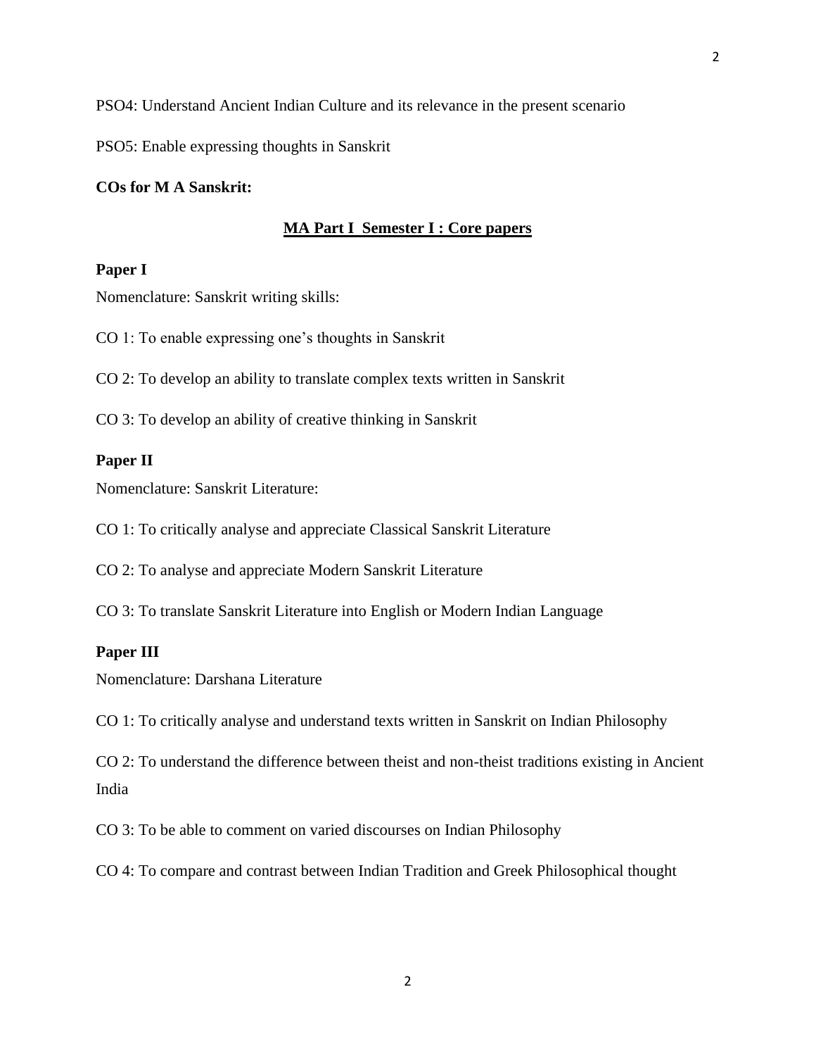PSO4: Understand Ancient Indian Culture and its relevance in the present scenario

PSO5: Enable expressing thoughts in Sanskrit

**COs for M A Sanskrit:**

## MA Part I Semester I : Core papers

**Paper I**

Nomenclature: Sanskrit writing skills:

CO 1: To enable expressing one's thoughts in Sanskrit

CO 2: To develop an ability to translate complex texts written in Sanskrit

CO 3: To develop an ability of creative thinking in Sanskrit

**Paper II**

Nomenclature: Sanskrit Literature:

CO 1: To critically analyse and appreciate Classical Sanskrit Literature

CO 2: To analyse and appreciate Modern Sanskrit Literature

CO 3: To translate Sanskrit Literature into English or Modern Indian Language

**Paper III**

Nomenclature: Darshana Literature

CO 1: To critically analyse and understand texts written in Sanskrit on Indian Philosophy

CO 2: To understand the difference between theist and non-theist traditions existing in Ancient India

CO 3: To be able to comment on varied discourses on Indian Philosophy

CO 4: To compare and contrast between Indian Tradition and Greek Philosophical thought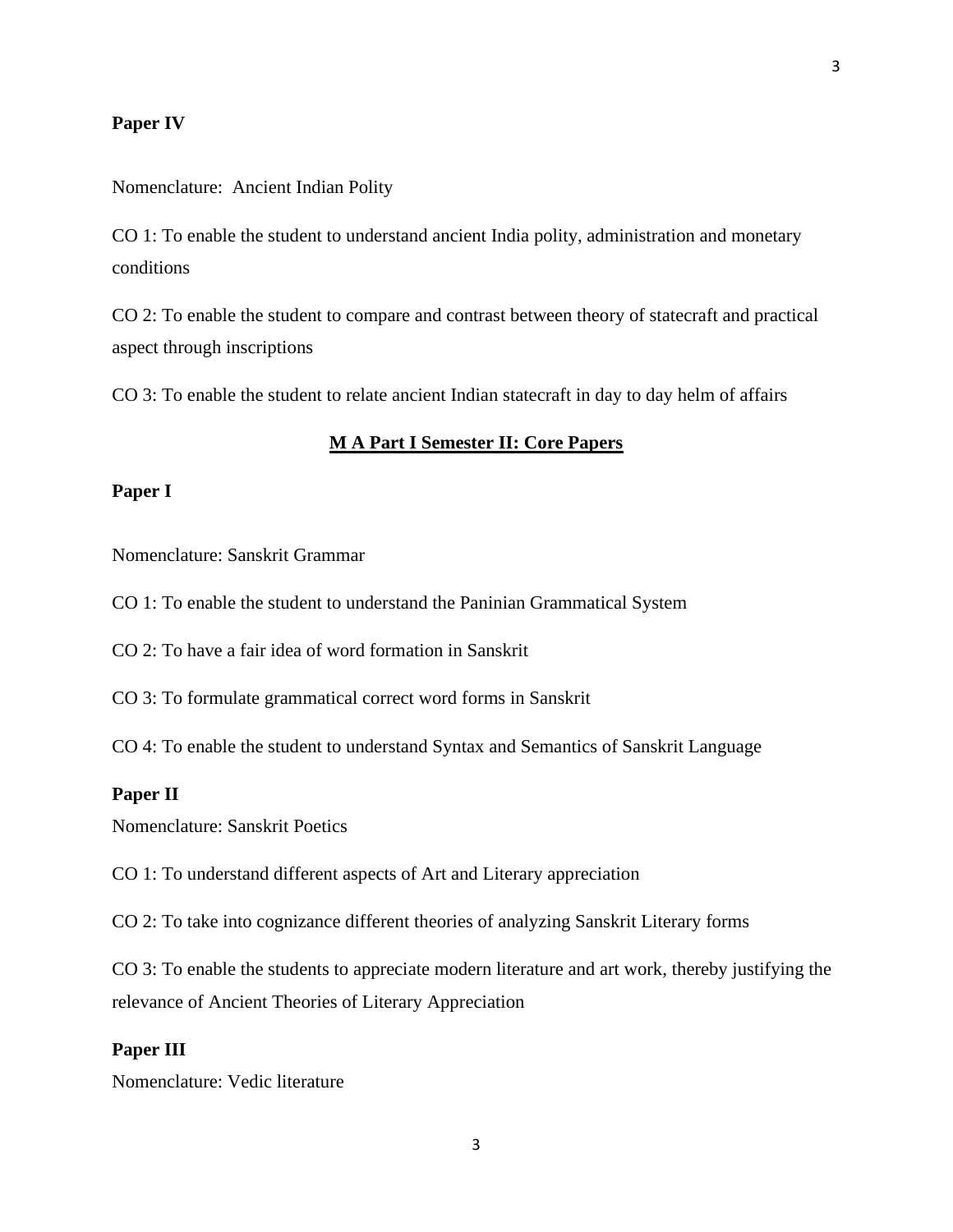**Paper IV**

Nomenclature: Ancient Indian Polity

CO 1: To enable the student to understand ancient India polity, administration and monetary conditions

CO 2: To enable the student to compare and contrast between theory of statecraft and practical aspect through inscriptions

CO 3: To enable the student to relate ancient Indian statecraft in day to day helm of affairs

## M A Part I Semester II: Core Papers

**Paper I**

Nomenclature: Sanskrit Grammar

CO 1: To enable the student to understand the Paninian Grammatical System

CO 2: To have a fair idea of word formation in Sanskrit

CO 3: To formulate grammatical correct word forms in Sanskrit

CO 4: To enable the student to understand Syntax and Semantics of Sanskrit Language

**Paper II**

Nomenclature: Sanskrit Poetics

CO 1: To understand different aspects of Art and Literary appreciation

CO 2: To take into cognizance different theories of analyzing Sanskrit Literary forms

CO 3: To enable the students to appreciate modern literature and art work, thereby justifying the relevance of Ancient Theories of Literary Appreciation

**Paper III**

Nomenclature: Vedic literature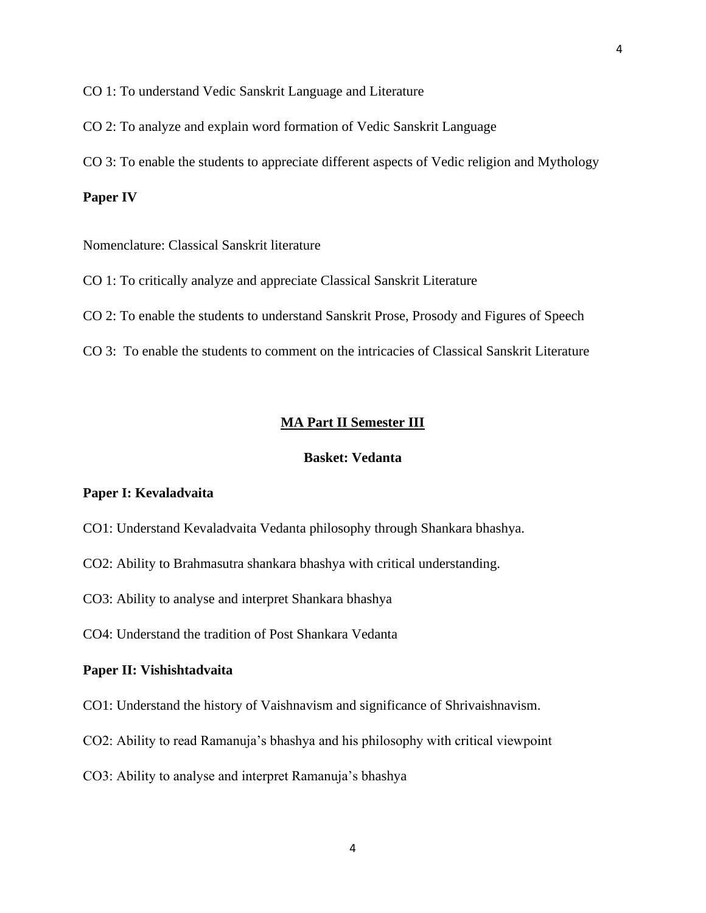CO 1: To understand Vedic Sanskrit Language and Literature

CO 2: To analyze and explain word formation of Vedic Sanskrit Language

CO 3: To enable the students to appreciate different aspects of Vedic religion and Mythology

**Paper IV**

Nomenclature: Classical Sanskrit literature

CO 1: To critically analyze and appreciate Classical Sanskrit Literature

CO 2: To enable the students to understand Sanskrit Prose, Prosody and Figures of Speech

CO 3: To enable the students to comment on the intricacies of Classical Sanskrit Literature

## MA Part II Semester III

### Basket: Vedanta

**Paper I: Kevaladvaita**

CO1: Understand Kevaladvaita Vedanta philosophy through Shankara bhashya.

CO2: Ability to Brahmasutra shankara bhashya with critical understanding.

CO3: Ability to analyse and interpret Shankara bhashya

CO4: Understand the tradition of Post Shankara Vedanta

**Paper II: Vishishtadvaita**

CO1: Understand the history of Vaishnavism and significance of Shrivaishnavism.

CO2: Ability to read Ramanuja's bhashya and his philosophy with critical viewpoint

CO3: Ability to analyse and interpret Ramanuja's bhashya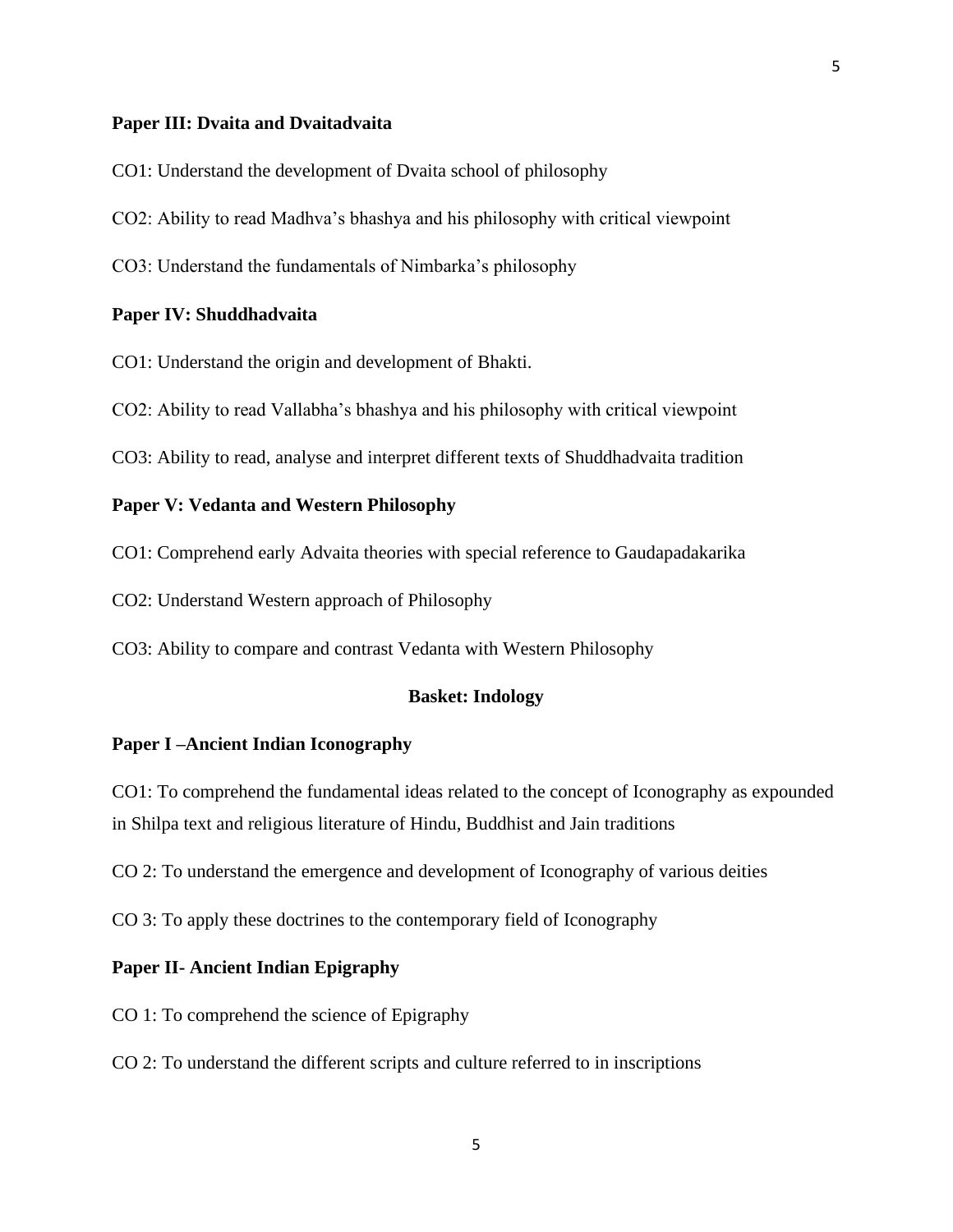**Paper III: Dvaita and Dvaitadvaita**

CO1: Understand the development of Dvaita school of philosophy

CO2: Ability to read Madhva's bhashya and his philosophy with critical viewpoint

CO3: Understand the fundamentals of Nimbarka's philosophy

**Paper IV: Shuddhadvaita**

CO1: Understand the origin and development of Bhakti.

CO2: Ability to read Vallabha's bhashya and his philosophy with critical viewpoint

CO3: Ability to read, analyse and interpret different texts of Shuddhadvaita tradition

**Paper V: Vedanta and Western Philosophy**

CO1: Comprehend early Advaita theories with special reference to Gaudapadakarika

CO2: Understand Western approach of Philosophy

CO3: Ability to compare and contrast Vedanta with Western Philosophy

## Basket: Indology

**Paper I –Ancient Indian Iconography**

CO1: To comprehend the fundamental ideas related to the concept of Iconography as expounded in Shilpa text and religious literature of Hindu, Buddhist and Jain traditions

CO 2: To understand the emergence and development of Iconography of various deities

CO 3: To apply these doctrines to the contemporary field of Iconography

**Paper II- Ancient Indian Epigraphy**

CO 1: To comprehend the science of Epigraphy

CO 2: To understand the different scripts and culture referred to in inscriptions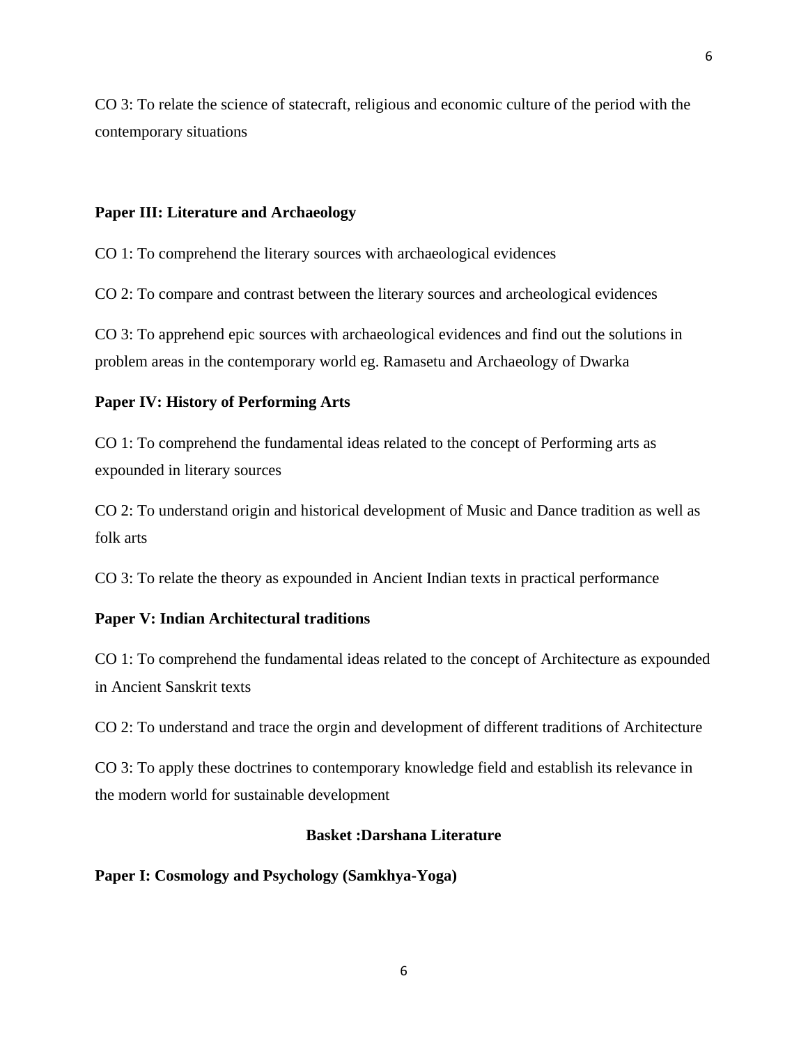CO 3: To relate the science of statecraft, religious and economic culture of the period with the contemporary situations

**Paper III: Literature and Archaeology**

CO 1: To comprehend the literary sources with archaeological evidences

CO 2: To compare and contrast between the literary sources and archeological evidences

CO 3: To apprehend epic sources with archaeological evidences and find out the solutions in problem areas in the contemporary world eg. Ramasetu and Archaeology of Dwarka

**Paper IV: History of Performing Arts**

CO 1: To comprehend the fundamental ideas related to the concept of Performing arts as expounded in literary sources

CO 2: To understand origin and historical development of Music and Dance tradition as well as folk arts

CO 3: To relate the theory as expounded in Ancient Indian texts in practical performance

**Paper V: Indian Architectural traditions**

CO 1: To comprehend the fundamental ideas related to the concept of Architecture as expounded in Ancient Sanskrit texts

CO 2: To understand and trace the orgin and development of different traditions of Architecture

CO 3: To apply these doctrines to contemporary knowledge field and establish its relevance in the modern world for sustainable development

**Basket :Darshana Literature**

**Paper I: Cosmology and Psychology (Samkhya-Yoga)**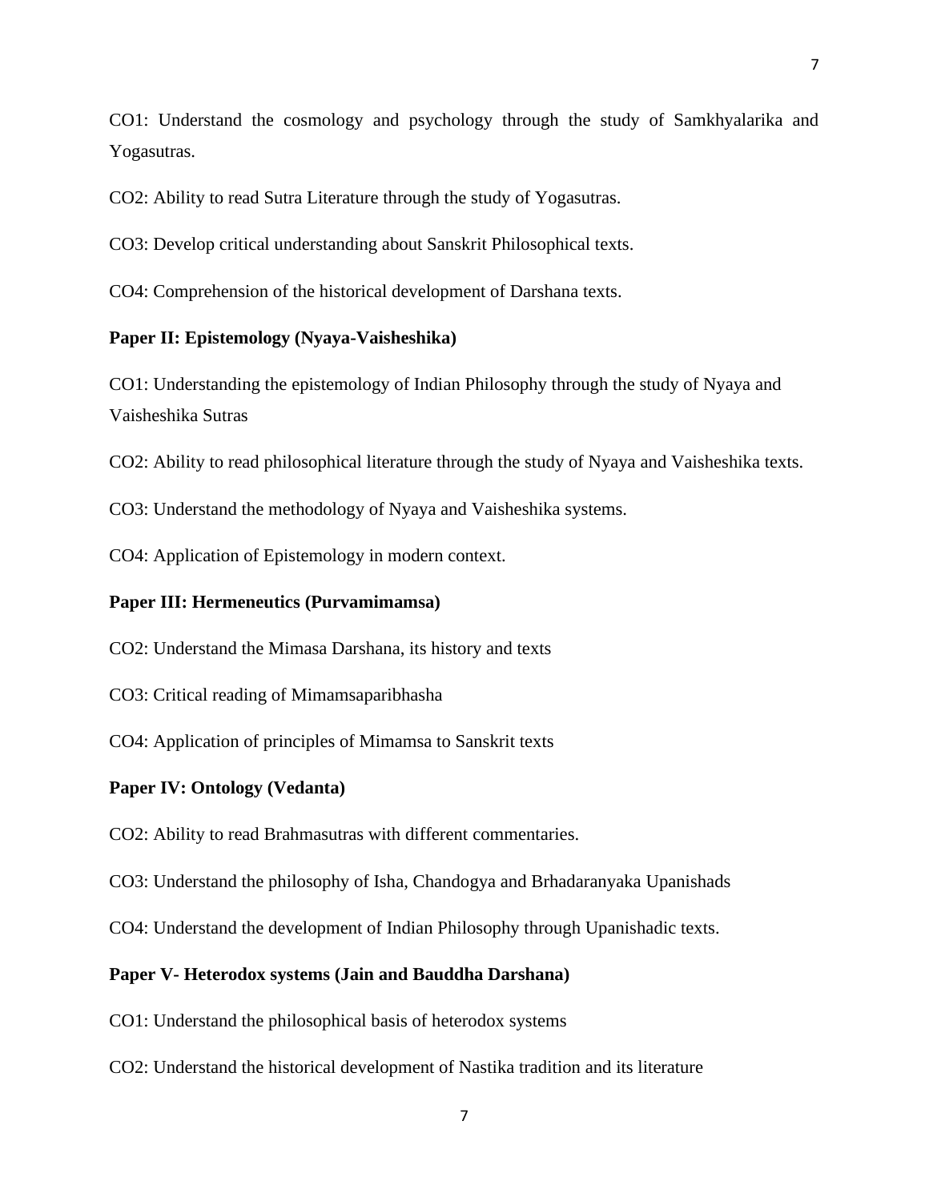CO1: Understand the cosmology and psychology through the study of Samkhyalarika and Yogasutras.

CO2: Ability to read Sutra Literature through the study of Yogasutras.

CO3: Develop critical understanding about Sanskrit Philosophical texts.

CO4: Comprehension of the historical development of Darshana texts.

**Paper II: Epistemology (Nyaya-Vaisheshika)**

CO1: Understanding the epistemology of Indian Philosophy through the study of Nyaya and Vaisheshika Sutras

CO2: Ability to read philosophical literature through the study of Nyaya and Vaisheshika texts.

CO3: Understand the methodology of Nyaya and Vaisheshika systems.

CO4: Application of Epistemology in modern context.

**Paper III: Hermeneutics (Purvamimamsa)**

CO2: Understand the Mimasa Darshana, its history and texts

CO3: Critical reading of Mimamsaparibhasha

CO4: Application of principles of Mimamsa to Sanskrit texts

**Paper IV: Ontology (Vedanta)**

CO2: Ability to read Brahmasutras with different commentaries.

CO3: Understand the philosophy of Isha, Chandogya and Brhadaranyaka Upanishads

CO4: Understand the development of Indian Philosophy through Upanishadic texts.

**Paper V- Heterodox systems (Jain and Bauddha Darshana)**

CO1: Understand the philosophical basis of heterodox systems

CO2: Understand the historical development of Nastika tradition and its literature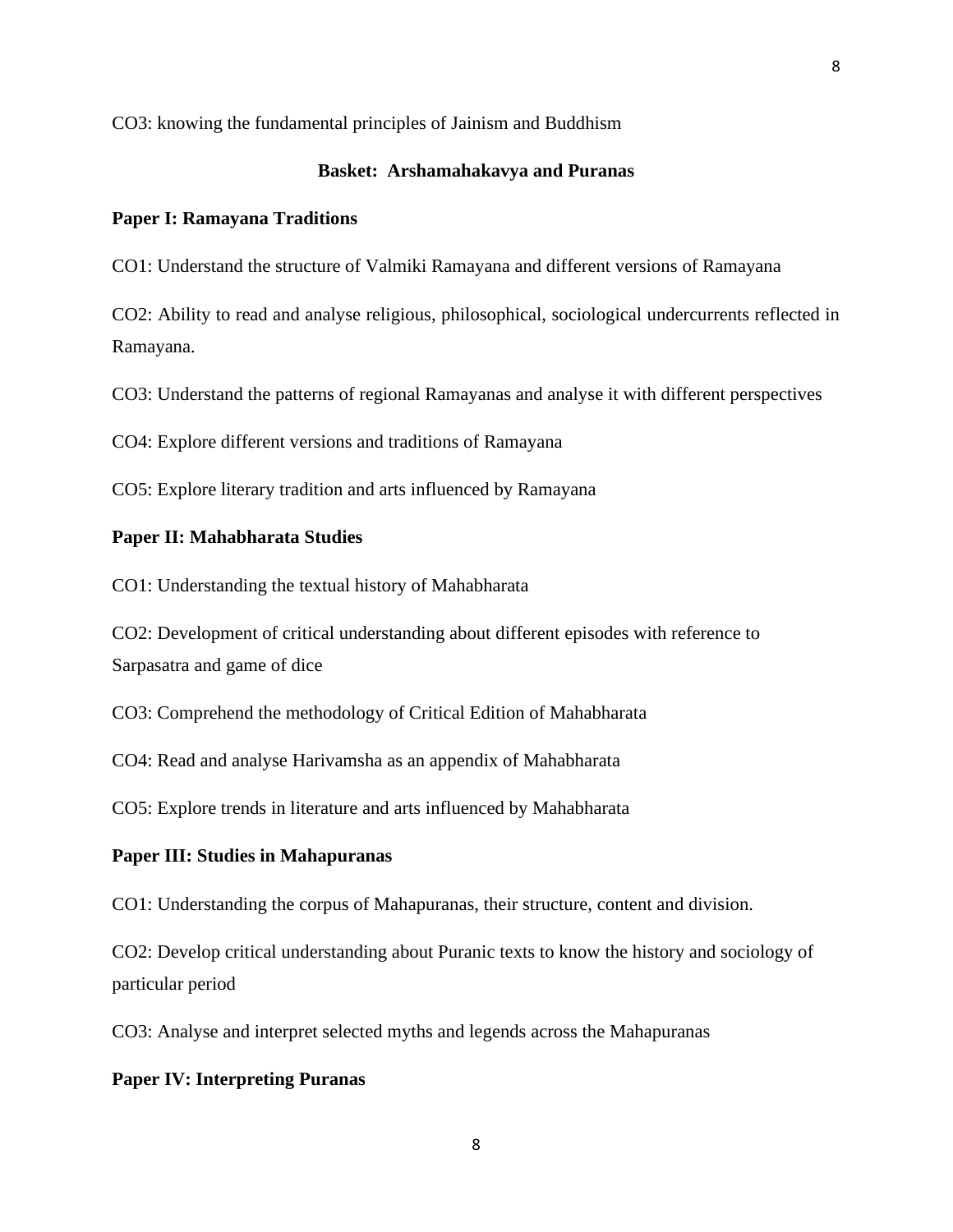CO3: knowing the fundamental principles of Jainism and Buddhism

## Basket: Arshamahakavya and Puranas

### Paper I: Ramayana Traditions

CO1: Understand the structure of Valmiki Ramayana and different versions of Ramayana

CO2: Ability to read and analyse religious, philosophical, sociological undercurrents reflected in Ramayana.

CO3: Understand the patterns of regional Ramayanas and analyse it with different perspectives

CO4: Explore different versions and traditions of Ramayana

CO5: Explore literary tradition and arts influenced by Ramayana

### Paper II: Mahabharata Studies

CO1: Understanding the textual history of Mahabharata

CO2: Development of critical understanding about different episodes with reference to Sarpasatra and game of dice

CO3: Comprehend the methodology of Critical Edition of Mahabharata

CO4: Read and analyse Harivamsha as an appendix of Mahabharata

CO5: Explore trends in literature and arts influenced by Mahabharata

### Paper III: Studies in Mahapuranas

CO1: Understanding the corpus of Mahapuranas, their structure, content and division.

CO2: Develop critical understanding about Puranic texts to know the history and sociology of particular period

CO3: Analyse and interpret selected myths and legends across the Mahapuranas

### Paper IV: Interpreting Puranas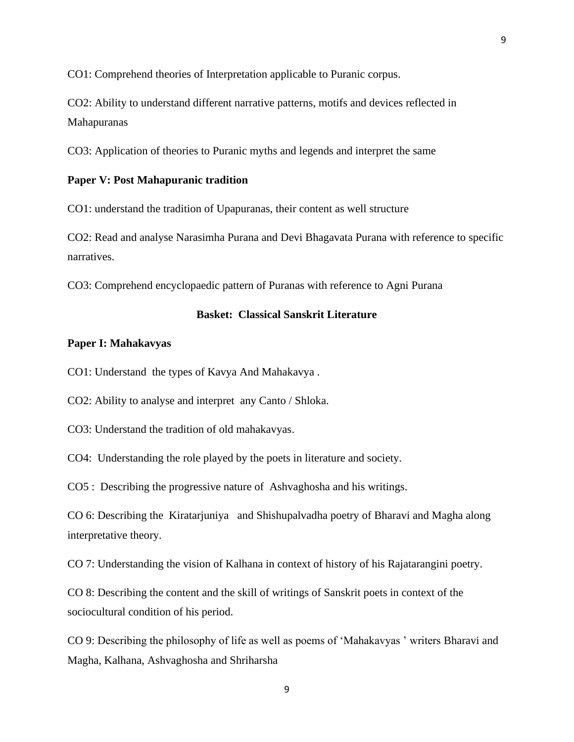CO1: Comprehend theories of Interpretation applicable to Puranic corpus.

CO2: Ability to understand different narrative patterns, motifs and devices reflected in Mahapuranas

CO3: Application of theories to Puranic myths and legends and interpret the same

**Paper V: Post Mahapuranic tradition**

CO1: understand the tradition of Upapuranas, their content as well structure

CO2: Read and analyse Narasimha Purana and Devi Bhagavata Purana with reference to specific narratives.

CO3: Comprehend encyclopaedic pattern of Puranas with reference to Agni Purana

## Basket: Classical Sanskrit Literature

**Paper I: Mahakavyas**

CO1: Understand the types of Kavya And Mahakavya .

CO2: Ability to analyse and interpret any Canto / Shloka.

CO3: Understand the tradition of old mahakavyas.

CO4: Understanding the role played by the poets in literature and society.

CO5 : Describing the progressive nature of Ashvaghosha and his writings.

CO 6: Describing the Kiratarjuniya and Shishupalvadha poetry of Bharavi and Magha along interpretative theory.

CO 7: Understanding the vision of Kalhana in context of history of his Rajatarangini poetry.

CO 8: Describing the content and the skill of writings of Sanskrit poets in context of the sociocultural condition of his period.

CO 9: Describing the philosophy of life as well as poems of 'Mahakavyas ' writers Bharavi and Magha, Kalhana, Ashvaghosha and Shriharsha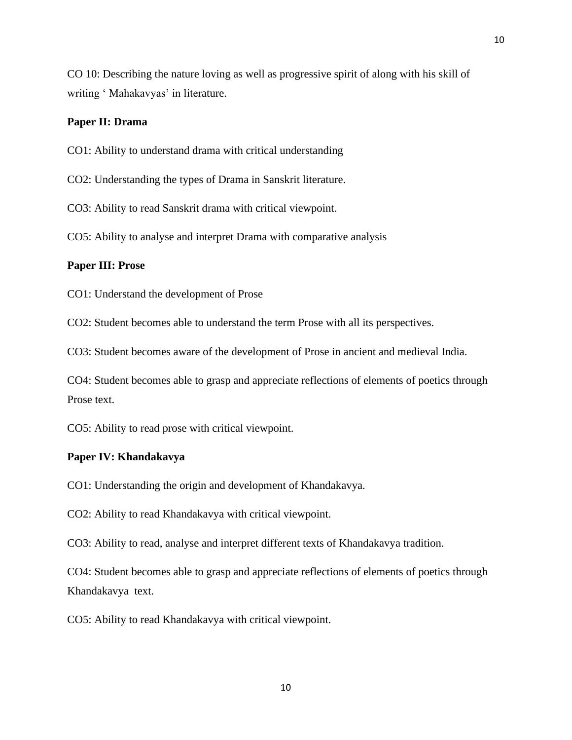CO 10: Describing the nature loving as well as progressive spirit of along with his skill of writing ' Mahakavyas' in literature.

**Paper II: Drama**

CO1: Ability to understand drama with critical understanding

CO2: Understanding the types of Drama in Sanskrit literature.

CO3: Ability to read Sanskrit drama with critical viewpoint.

CO5: Ability to analyse and interpret Drama with comparative analysis

**Paper III: Prose**

CO1: Understand the development of Prose

CO2: Student becomes able to understand the term Prose with all its perspectives.

CO3: Student becomes aware of the development of Prose in ancient and medieval India.

CO4: Student becomes able to grasp and appreciate reflections of elements of poetics through Prose text.

CO5: Ability to read prose with critical viewpoint.

**Paper IV: Khandakavya**

CO1: Understanding the origin and development of Khandakavya.

CO2: Ability to read Khandakavya with critical viewpoint.

CO3: Ability to read, analyse and interpret different texts of Khandakavya tradition.

CO4: Student becomes able to grasp and appreciate reflections of elements of poetics through Khandakavya text.

CO5: Ability to read Khandakavya with critical viewpoint.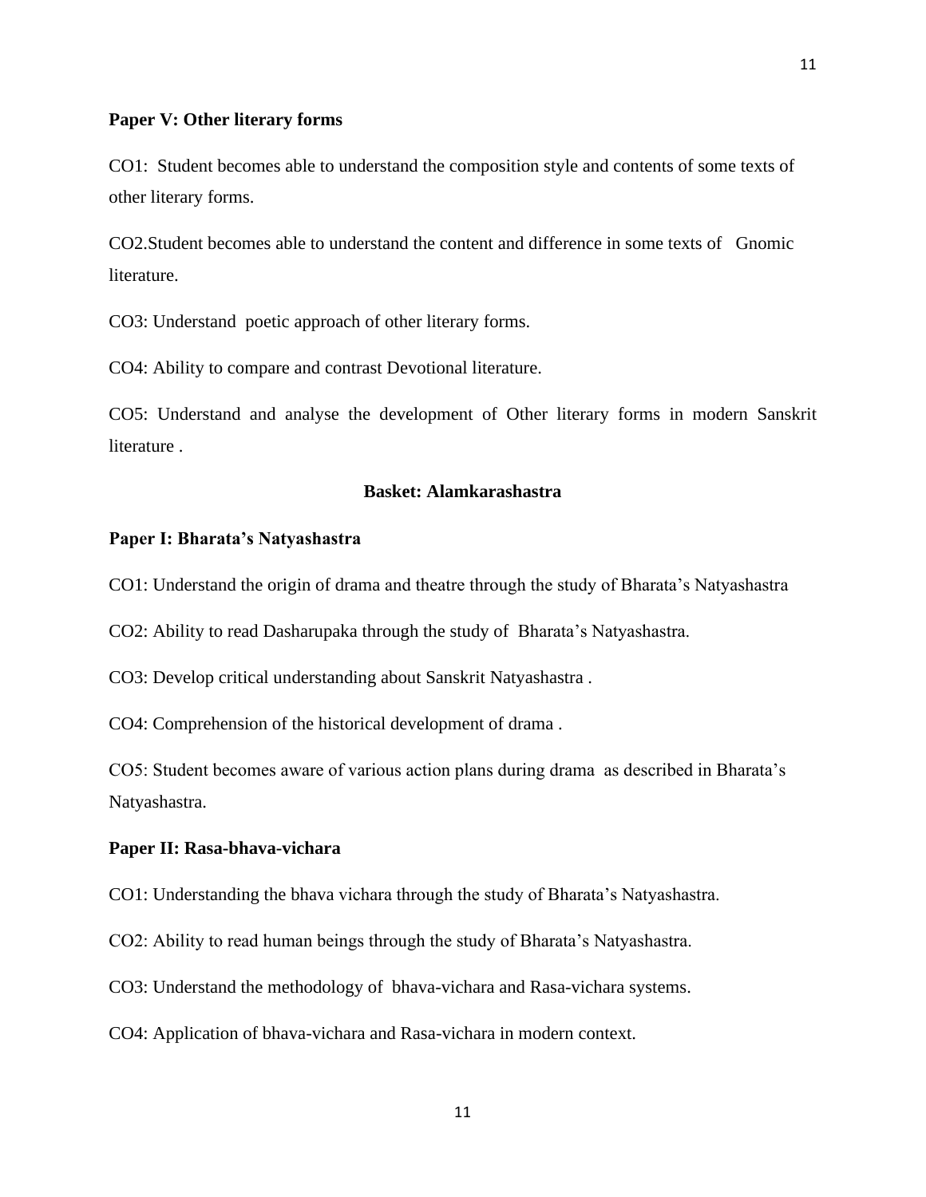**Paper V: Other literary forms**

CO1: Student becomes able to understand the composition style and contents of some texts of other literary forms.

CO2.Student becomes able to understand the content and difference in some texts of Gnomic literature.

CO3: Understand poetic approach of other literary forms.

CO4: Ability to compare and contrast Devotional literature.

CO5: Understand and analyse the development of Other literary forms in modern Sanskrit literature .

## Basket: Alamkarashastra

**Paper I: Bharata's Natyashastra**

CO1: Understand the origin of drama and theatre through the study of Bharata's Natyashastra

CO2: Ability to read Dasharupaka through the study of Bharata's Natyashastra.

CO3: Develop critical understanding about Sanskrit Natyashastra .

CO4: Comprehension of the historical development of drama .

CO5: Student becomes aware of various action plans during drama as described in Bharata's Natyashastra.

**Paper II: Rasa-bhava-vichara**

CO1: Understanding the bhava vichara through the study of Bharata's Natyashastra.

CO2: Ability to read human beings through the study of Bharata's Natyashastra.

CO3: Understand the methodology of bhava-vichara and Rasa-vichara systems.

CO4: Application of bhava-vichara and Rasa-vichara in modern context.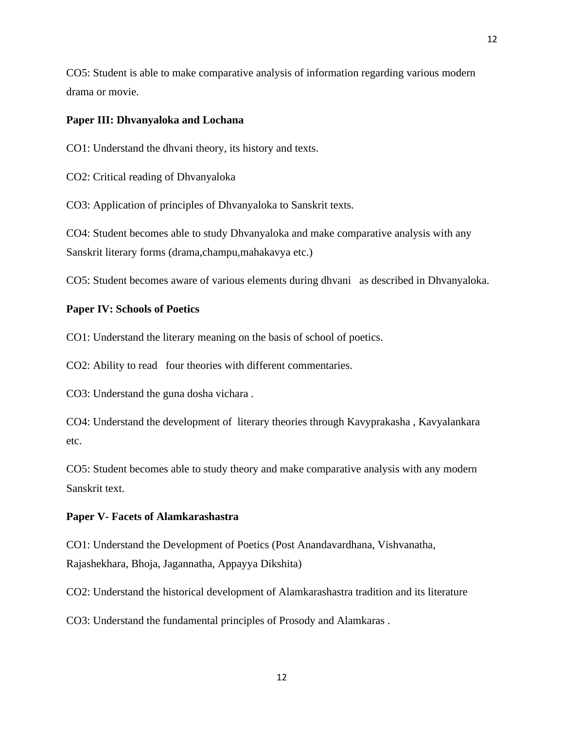CO5: Student is able to make comparative analysis of information regarding various modern drama or movie.

**Paper III: Dhvanyaloka and Lochana**

CO1: Understand the dhvani theory, its history and texts.

CO2: Critical reading of Dhvanyaloka

CO3: Application of principles of Dhvanyaloka to Sanskrit texts.

CO4: Student becomes able to study Dhvanyaloka and make comparative analysis with any Sanskrit literary forms (drama,champu,mahakavya etc.)

CO5: Student becomes aware of various elements during dhvani as described in Dhvanyaloka.

**Paper IV: Schools of Poetics**

CO1: Understand the literary meaning on the basis of school of poetics.

CO2: Ability to read four theories with different commentaries.

CO3: Understand the guna dosha vichara .

CO4: Understand the development of literary theories through Kavyprakasha , Kavyalankara etc.

CO5: Student becomes able to study theory and make comparative analysis with any modern Sanskrit text.

**Paper V- Facets of Alamkarashastra**

CO1: Understand the Development of Poetics (Post Anandavardhana, Vishvanatha, Rajashekhara, Bhoja, Jagannatha, Appayya Dikshita)

CO2: Understand the historical development of Alamkarashastra tradition and its literature

CO3: Understand the fundamental principles of Prosody and Alamkaras .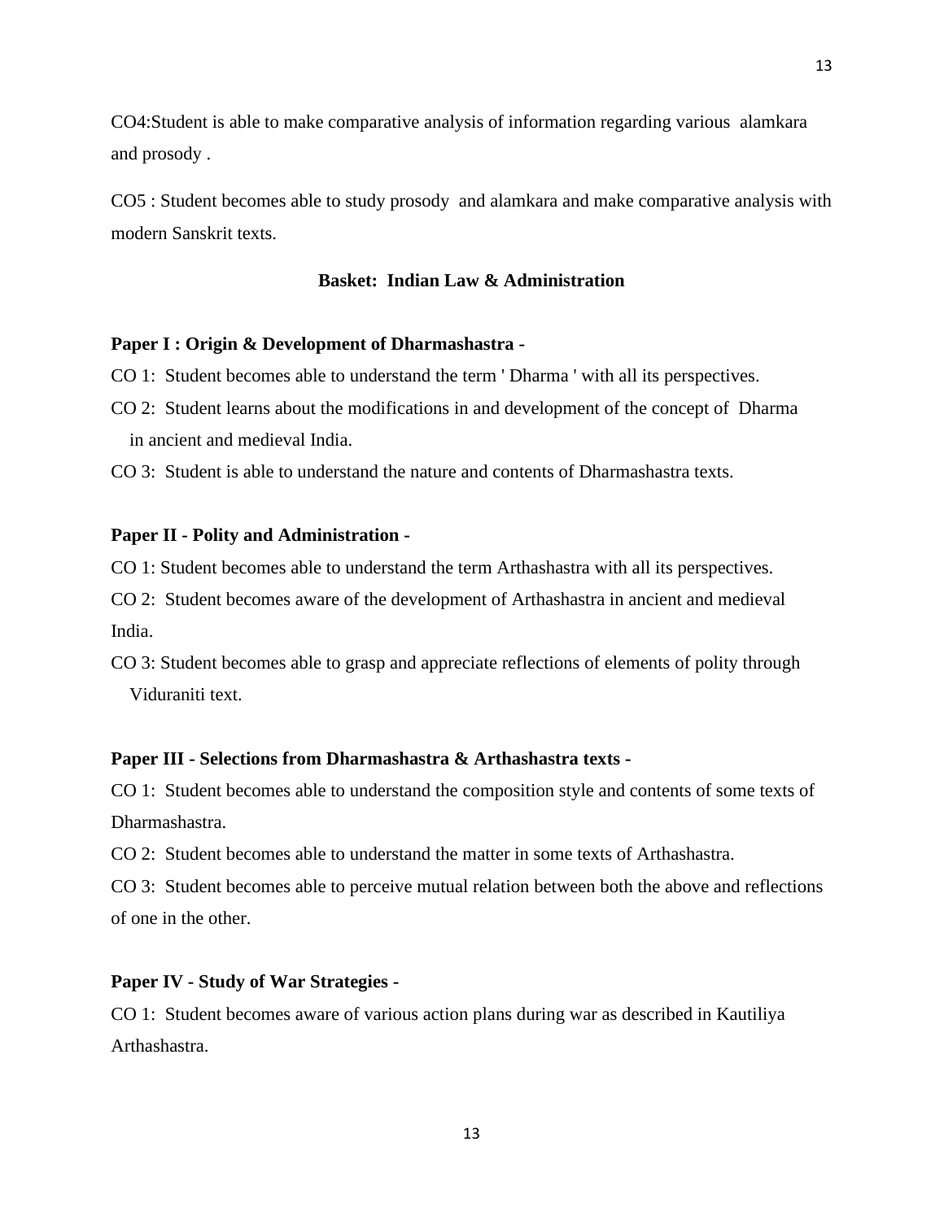CO4:Student is able to make comparative analysis of information regarding various alamkara and prosody .

CO5 : Student becomes able to study prosody and alamkara and make comparative analysis with modern Sanskrit texts.

## Basket: Indian Law & Administration

**Paper I : Origin & Development of Dharmashastra -**

CO 1: Student becomes able to understand the term ' Dharma ' with all its perspectives.

CO 2: Student learns about the modifications in and development of the concept of Dharma in ancient and medieval India.

CO 3: Student is able to understand the nature and contents of Dharmashastra texts.

**Paper II - Polity and Administration -**

CO 1: Student becomes able to understand the term Arthashastra with all its perspectives.

CO 2: Student becomes aware of the development of Arthashastra in ancient and medieval India.

CO 3: Student becomes able to grasp and appreciate reflections of elements of polity through Viduraniti text.

**Paper III - Selections from Dharmashastra & Arthashastra texts -**

CO 1: Student becomes able to understand the composition style and contents of some texts of Dharmashastra.

CO 2: Student becomes able to understand the matter in some texts of Arthashastra.

CO 3: Student becomes able to perceive mutual relation between both the above and reflections of one in the other.

**Paper IV - Study of War Strategies -**

CO 1: Student becomes aware of various action plans during war as described in Kautiliya Arthashastra.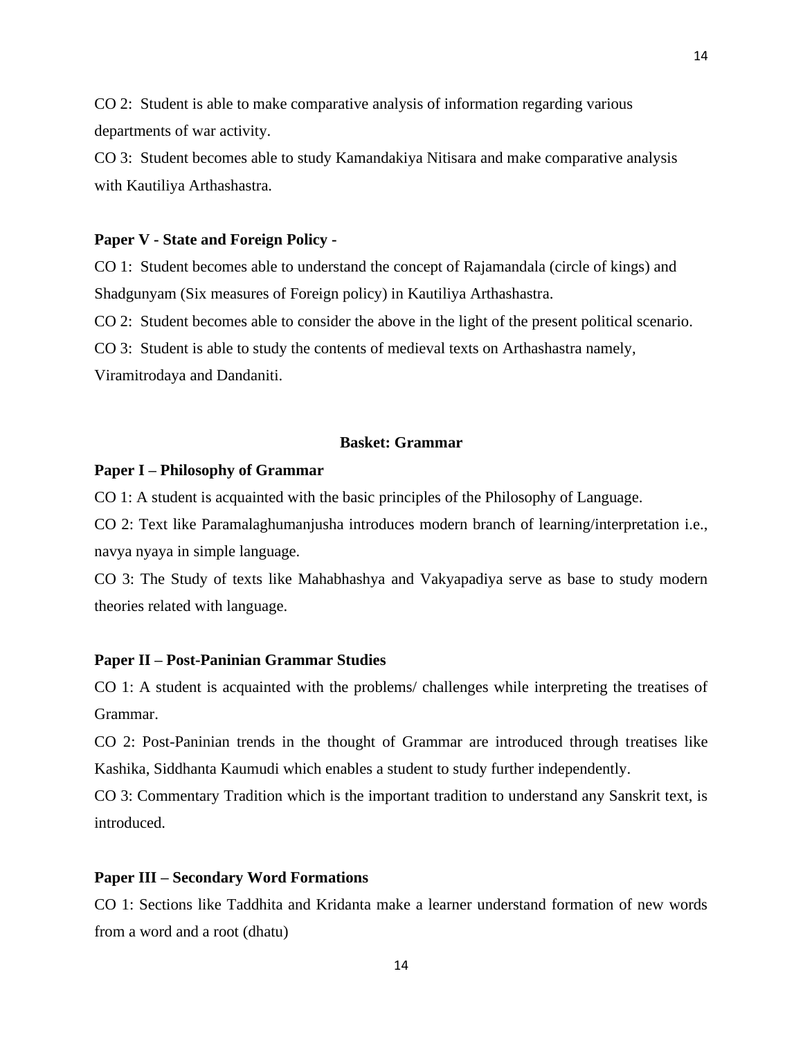CO 2: Student is able to make comparative analysis of information regarding various departments of war activity.

CO 3: Student becomes able to study Kamandakiya Nitisara and make comparative analysis with Kautiliya Arthashastra.

**Paper V - State and Foreign Policy -**

CO 1: Student becomes able to understand the concept of Rajamandala (circle of kings) and Shadgunyam (Six measures of Foreign policy) in Kautiliya Arthashastra.

CO 2: Student becomes able to consider the above in the light of the present political scenario.

CO 3: Student is able to study the contents of medieval texts on Arthashastra namely, Viramitrodaya and Dandaniti.

## Basket: Grammar

**Paper I – Philosophy of Grammar**

CO 1: A student is acquainted with the basic principles of the Philosophy of Language.

CO 2: Text like Paramalaghumanjusha introduces modern branch of learning/interpretation i.e., navya nyaya in simple language.

CO 3: The Study of texts like Mahabhashya and Vakyapadiya serve as base to study modern theories related with language.

**Paper II – Post-Paninian Grammar Studies**

CO 1: A student is acquainted with the problems/ challenges while interpreting the treatises of Grammar.

CO 2: Post-Paninian trends in the thought of Grammar are introduced through treatises like Kashika, Siddhanta Kaumudi which enables a student to study further independently.

CO 3: Commentary Tradition which is the important tradition to understand any Sanskrit text, is introduced.

**Paper III – Secondary Word Formations**

CO 1: Sections like Taddhita and Kridanta make a learner understand formation of new words from a word and a root (dhatu)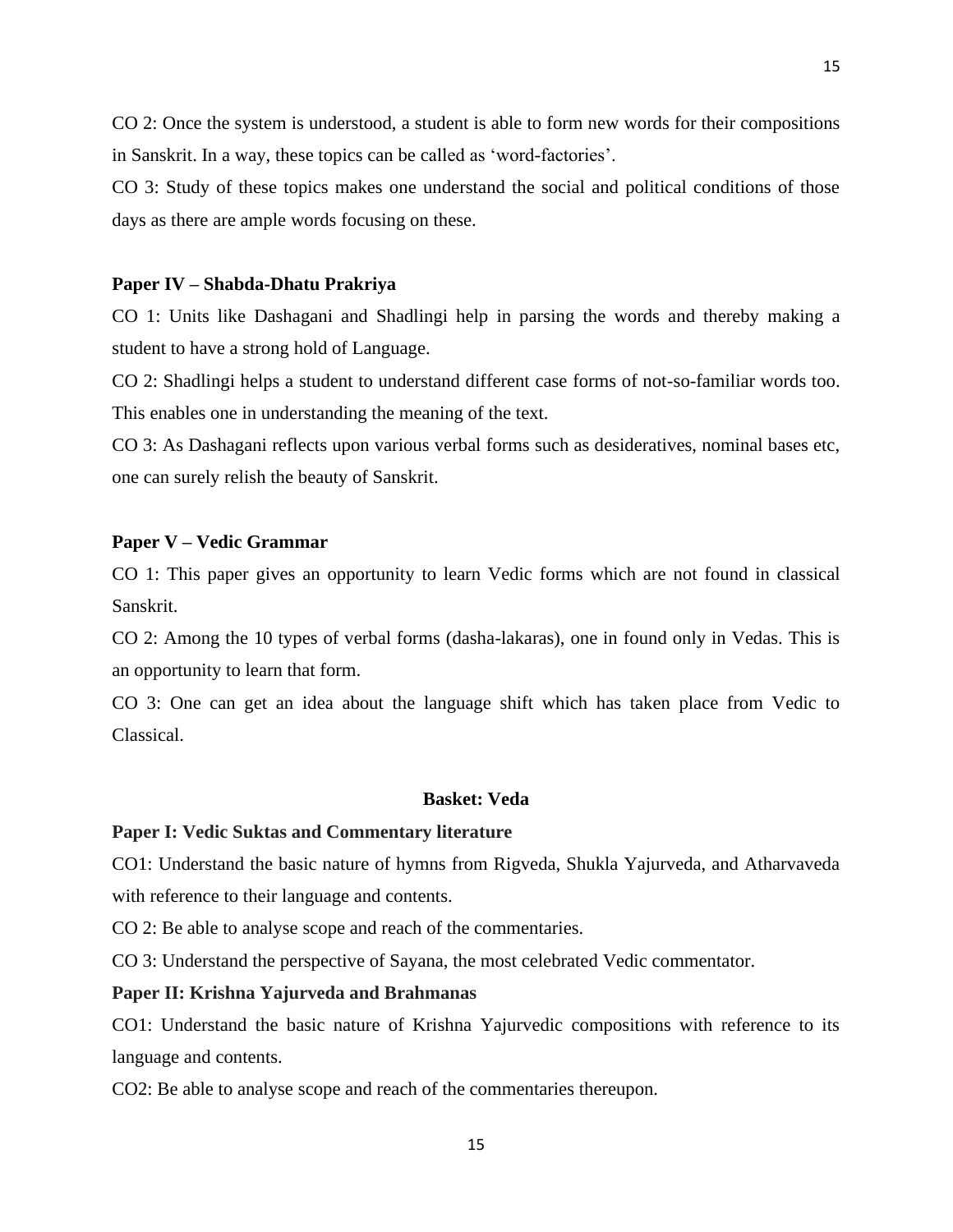CO 2: Once the system is understood, a student is able to form new words for their compositions in Sanskrit. In a way, these topics can be called as 'word-factories'.

CO 3: Study of these topics makes one understand the social and political conditions of those days as there are ample words focusing on these.

**Paper IV – Shabda-Dhatu Prakriya**

CO 1: Units like Dashagani and Shadlingi help in parsing the words and thereby making a student to have a strong hold of Language.

CO 2: Shadlingi helps a student to understand different case forms of not-so-familiar words too. This enables one in understanding the meaning of the text.

CO 3: As Dashagani reflects upon various verbal forms such as desideratives, nominal bases etc, one can surely relish the beauty of Sanskrit.

**Paper V – Vedic Grammar**

CO 1: This paper gives an opportunity to learn Vedic forms which are not found in classical Sanskrit.

CO 2: Among the 10 types of verbal forms (dasha-lakaras), one in found only in Vedas. This is an opportunity to learn that form.

CO 3: One can get an idea about the language shift which has taken place from Vedic to Classical.

## Basket: Veda

**Paper I: Vedic Suktas and Commentary literature**

CO1: Understand the basic nature of hymns from Rigveda, Shukla Yajurveda, and Atharvaveda with reference to their language and contents.

CO 2: Be able to analyse scope and reach of the commentaries.

CO 3: Understand the perspective of Sayana, the most celebrated Vedic commentator.

**Paper II: Krishna Yajurveda and Brahmanas**

CO1: Understand the basic nature of Krishna Yajurvedic compositions with reference to its language and contents.

CO2: Be able to analyse scope and reach of the commentaries thereupon.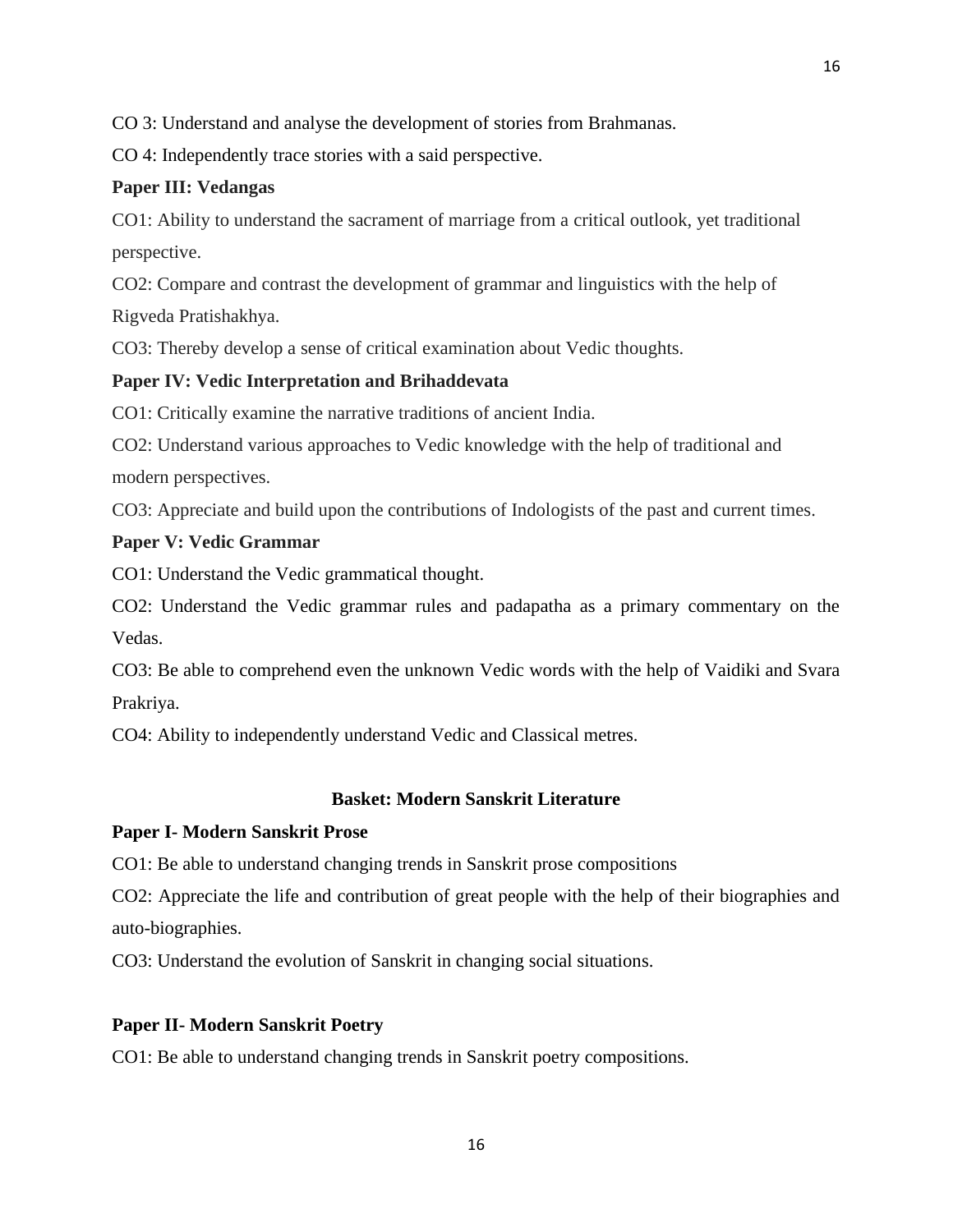CO 3: Understand and analyse the development of stories from Brahmanas.

CO 4: Independently trace stories with a said perspective.

**Paper III: Vedangas**

CO1: Ability to understand the sacrament of marriage from a critical outlook, yet traditional perspective.

CO2: Compare and contrast the development of grammar and linguistics with the help of Rigveda Pratishakhya.

CO3: Thereby develop a sense of critical examination about Vedic thoughts.

**Paper IV: Vedic Interpretation and Brihaddevata**

CO1: Critically examine the narrative traditions of ancient India.

CO2: Understand various approaches to Vedic knowledge with the help of traditional and modern perspectives.

CO3: Appreciate and build upon the contributions of Indologists of the past and current times.

**Paper V: Vedic Grammar**

CO1: Understand the Vedic grammatical thought.

CO2: Understand the Vedic grammar rules and padapatha as a primary commentary on the Vedas.

CO3: Be able to comprehend even the unknown Vedic words with the help of Vaidiki and Svara Prakriya.

CO4: Ability to independently understand Vedic and Classical metres.

**Basket: Modern Sanskrit Literature**

**Paper I- Modern Sanskrit Prose**

CO1: Be able to understand changing trends in Sanskrit prose compositions

CO2: Appreciate the life and contribution of great people with the help of their biographies and auto-biographies.

CO3: Understand the evolution of Sanskrit in changing social situations.

**Paper II- Modern Sanskrit Poetry**

CO1: Be able to understand changing trends in Sanskrit poetry compositions.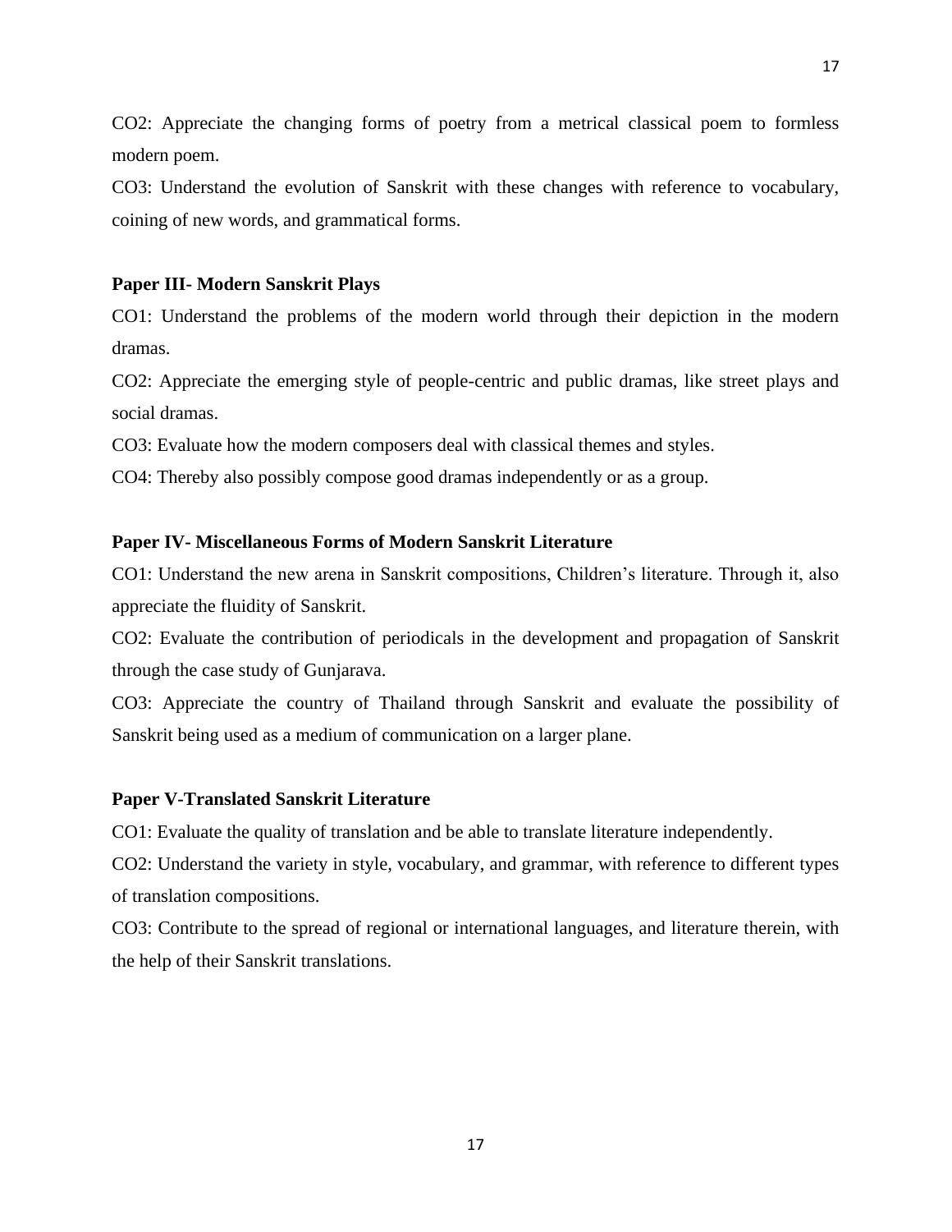CO2: Appreciate the changing forms of poetry from a metrical classical poem to formless modern poem.

CO3: Understand the evolution of Sanskrit with these changes with reference to vocabulary, coining of new words, and grammatical forms.

**Paper III- Modern Sanskrit Plays**

CO1: Understand the problems of the modern world through their depiction in the modern dramas.

CO2: Appreciate the emerging style of people-centric and public dramas, like street plays and social dramas.

CO3: Evaluate how the modern composers deal with classical themes and styles.

CO4: Thereby also possibly compose good dramas independently or as a group.

**Paper IV- Miscellaneous Forms of Modern Sanskrit Literature**

CO1: Understand the new arena in Sanskrit compositions, Children's literature. Through it, also appreciate the fluidity of Sanskrit.

CO2: Evaluate the contribution of periodicals in the development and propagation of Sanskrit through the case study of Gunjarava.

CO3: Appreciate the country of Thailand through Sanskrit and evaluate the possibility of Sanskrit being used as a medium of communication on a larger plane.

**Paper V-Translated Sanskrit Literature**

CO1: Evaluate the quality of translation and be able to translate literature independently.

CO2: Understand the variety in style, vocabulary, and grammar, with reference to different types of translation compositions.

CO3: Contribute to the spread of regional or international languages, and literature therein, with the help of their Sanskrit translations.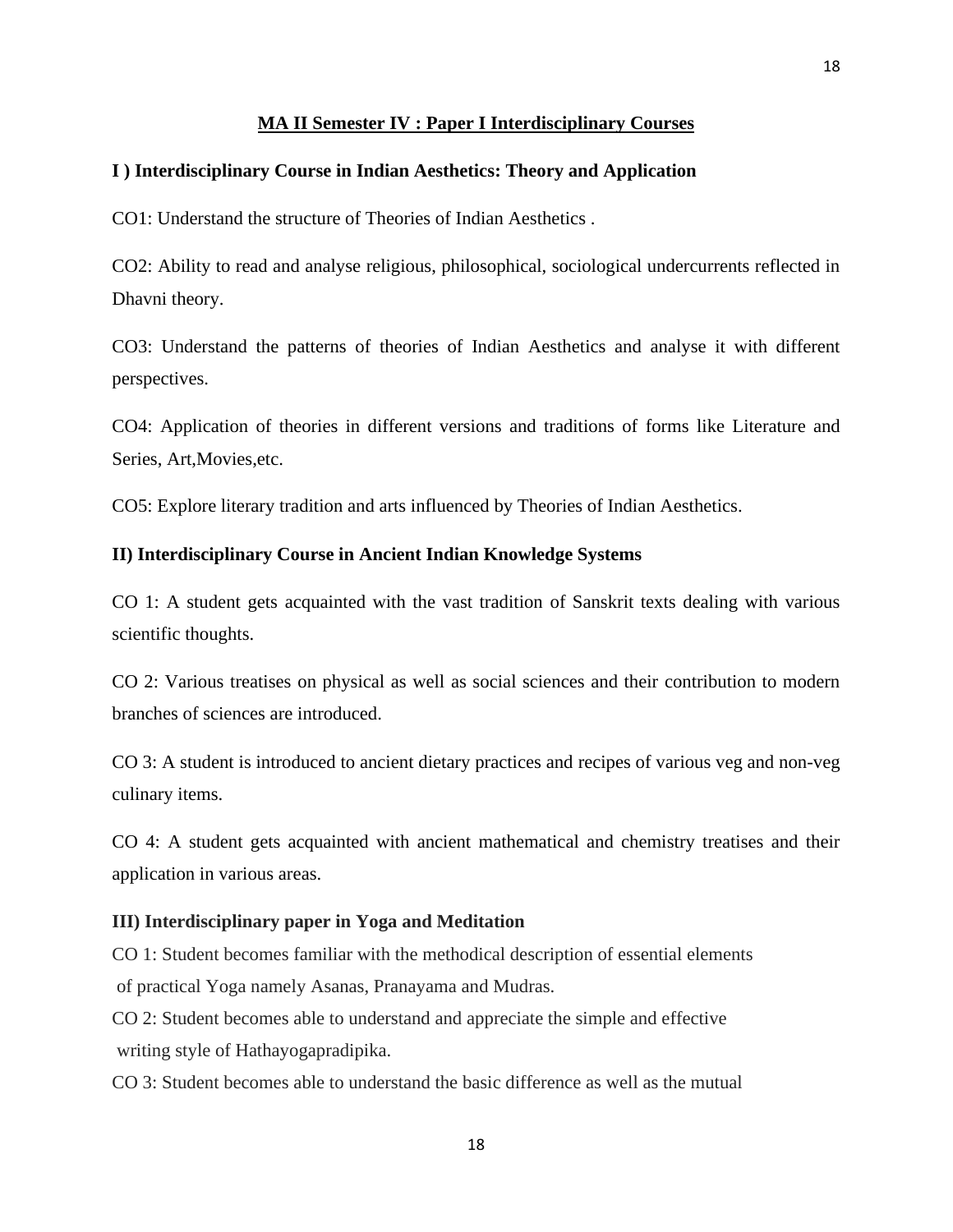## MA II Semester IV : Paper I Interdisciplinary Courses

### I ) Interdisciplinary Course in Indian Aesthetics: Theory and Application

CO1: Understand the structure of Theories of Indian Aesthetics .

CO2: Ability to read and analyse religious, philosophical, sociological undercurrents reflected in Dhavni theory.

CO3: Understand the patterns of theories of Indian Aesthetics and analyse it with different perspectives.

CO4: Application of theories in different versions and traditions of forms like Literature and Series, Art,Movies,etc.

CO5: Explore literary tradition and arts influenced by Theories of Indian Aesthetics.

### II) Interdisciplinary Course in Ancient Indian Knowledge Systems

CO 1: A student gets acquainted with the vast tradition of Sanskrit texts dealing with various scientific thoughts.

CO 2: Various treatises on physical as well as social sciences and their contribution to modern branches of sciences are introduced.

CO 3: A student is introduced to ancient dietary practices and recipes of various veg and non-veg culinary items.

CO 4: A student gets acquainted with ancient mathematical and chemistry treatises and their application in various areas.

### III) Interdisciplinary paper in Yoga and Meditation

CO 1: Student becomes familiar with the methodical description of essential elements of practical Yoga namely Asanas, Pranayama and Mudras.

CO 2: Student becomes able to understand and appreciate the simple and effective writing style of Hathayogapradipika.

CO 3: Student becomes able to understand the basic difference as well as the mutual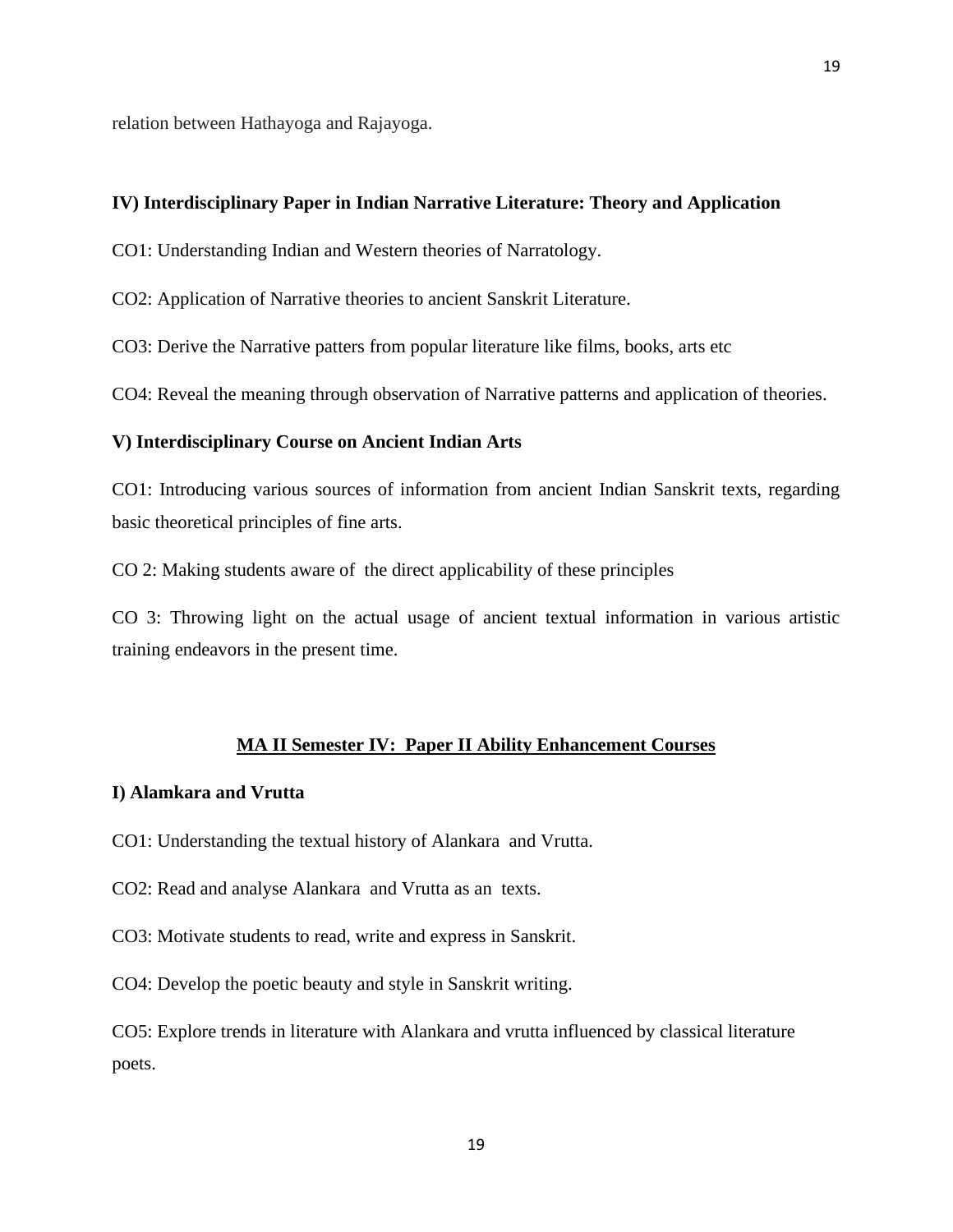relation between Hathayoga and Rajayoga.

**IV) Interdisciplinary Paper in Indian Narrative Literature: Theory and Application**

CO1: Understanding Indian and Western theories of Narratology.

CO2: Application of Narrative theories to ancient Sanskrit Literature.

CO3: Derive the Narrative patters from popular literature like films, books, arts etc

CO4: Reveal the meaning through observation of Narrative patterns and application of theories.

**V) Interdisciplinary Course on Ancient Indian Arts**

CO1: Introducing various sources of information from ancient Indian Sanskrit texts, regarding basic theoretical principles of fine arts.

CO 2: Making students aware of the direct applicability of these principles

CO 3: Throwing light on the actual usage of ancient textual information in various artistic training endeavors in the present time.

## MA II Semester IV: Paper II Ability Enhancement Courses

**I) Alamkara and Vrutta**

CO1: Understanding the textual history of Alankara and Vrutta.

CO2: Read and analyse Alankara and Vrutta as an texts.

CO3: Motivate students to read, write and express in Sanskrit.

CO4: Develop the poetic beauty and style in Sanskrit writing.

CO5: Explore trends in literature with Alankara and vrutta influenced by classical literature poets.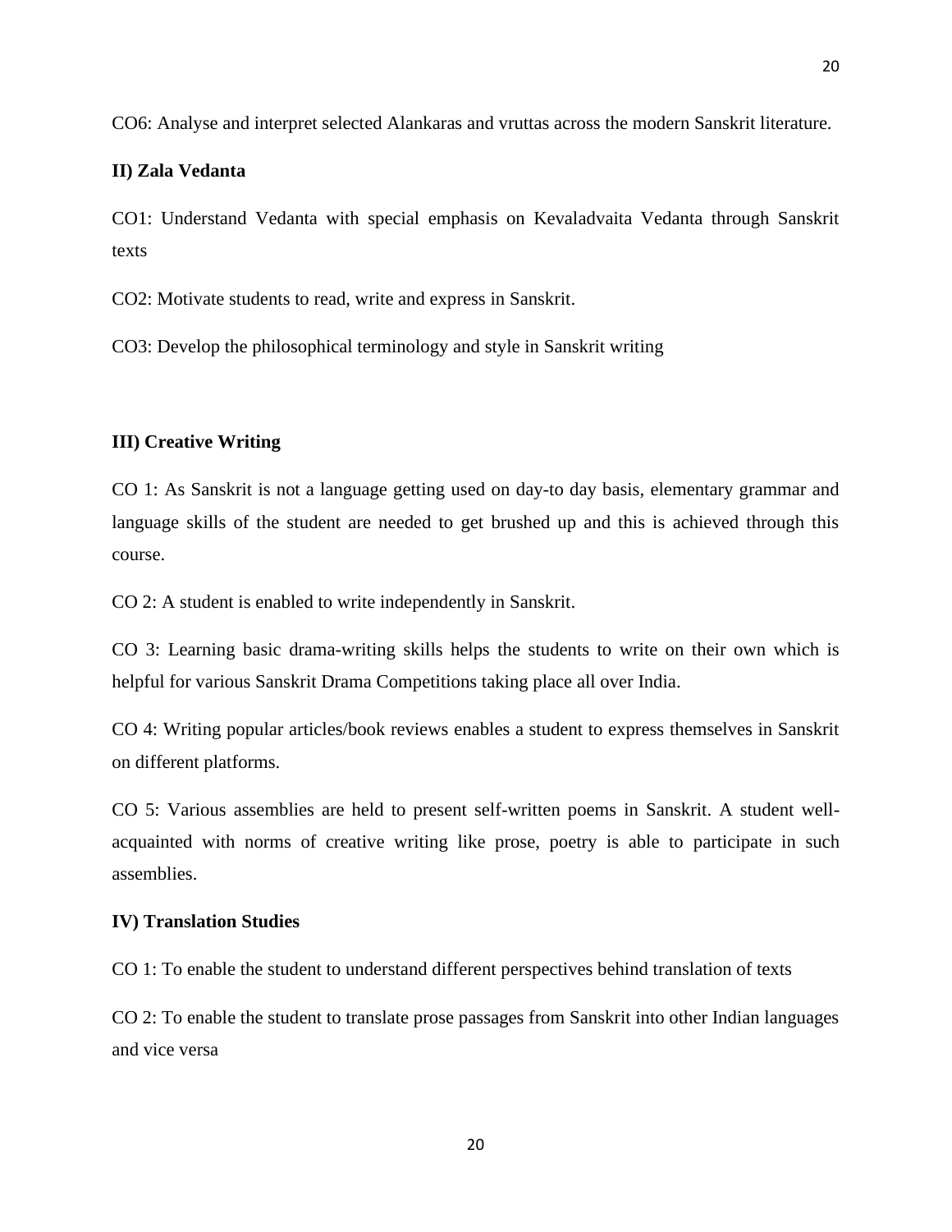CO6: Analyse and interpret selected Alankaras and vruttas across the modern Sanskrit literature.

**II) Zala Vedanta**

CO1: Understand Vedanta with special emphasis on Kevaladvaita Vedanta through Sanskrit texts

CO2: Motivate students to read, write and express in Sanskrit.

CO3: Develop the philosophical terminology and style in Sanskrit writing

**III) Creative Writing**

CO 1: As Sanskrit is not a language getting used on day-to day basis, elementary grammar and language skills of the student are needed to get brushed up and this is achieved through this course.

CO 2: A student is enabled to write independently in Sanskrit.

CO 3: Learning basic drama-writing skills helps the students to write on their own which is helpful for various Sanskrit Drama Competitions taking place all over India.

CO 4: Writing popular articles/book reviews enables a student to express themselves in Sanskrit on different platforms.

CO 5: Various assemblies are held to present self-written poems in Sanskrit. A student well-acquainted with norms of creative writing like prose, poetry is able to participate in such assemblies.

**IV) Translation Studies**

CO 1: To enable the student to understand different perspectives behind translation of texts

CO 2: To enable the student to translate prose passages from Sanskrit into other Indian languages and vice versa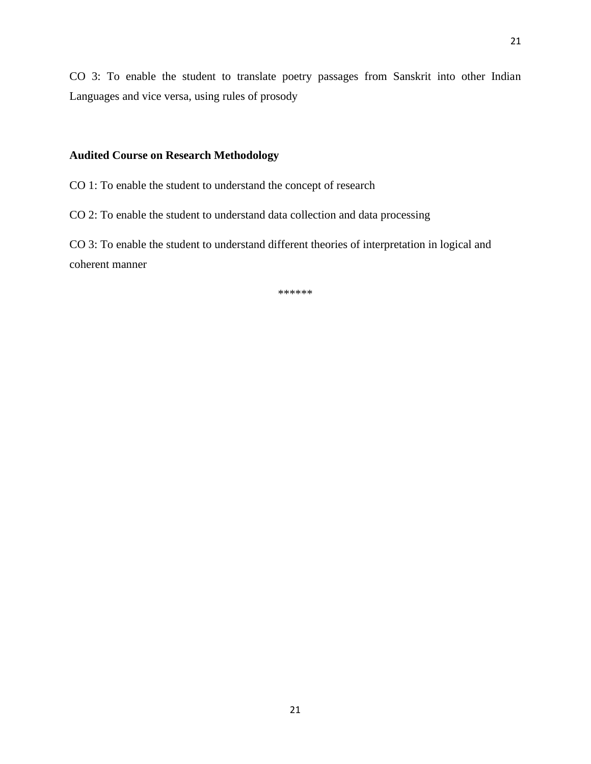CO 3: To enable the student to translate poetry passages from Sanskrit into other Indian Languages and vice versa, using rules of prosody

**Audited Course on Research Methodology**

CO 1: To enable the student to understand the concept of research

CO 2: To enable the student to understand data collection and data processing

CO 3: To enable the student to understand different theories of interpretation in logical and coherent manner

******